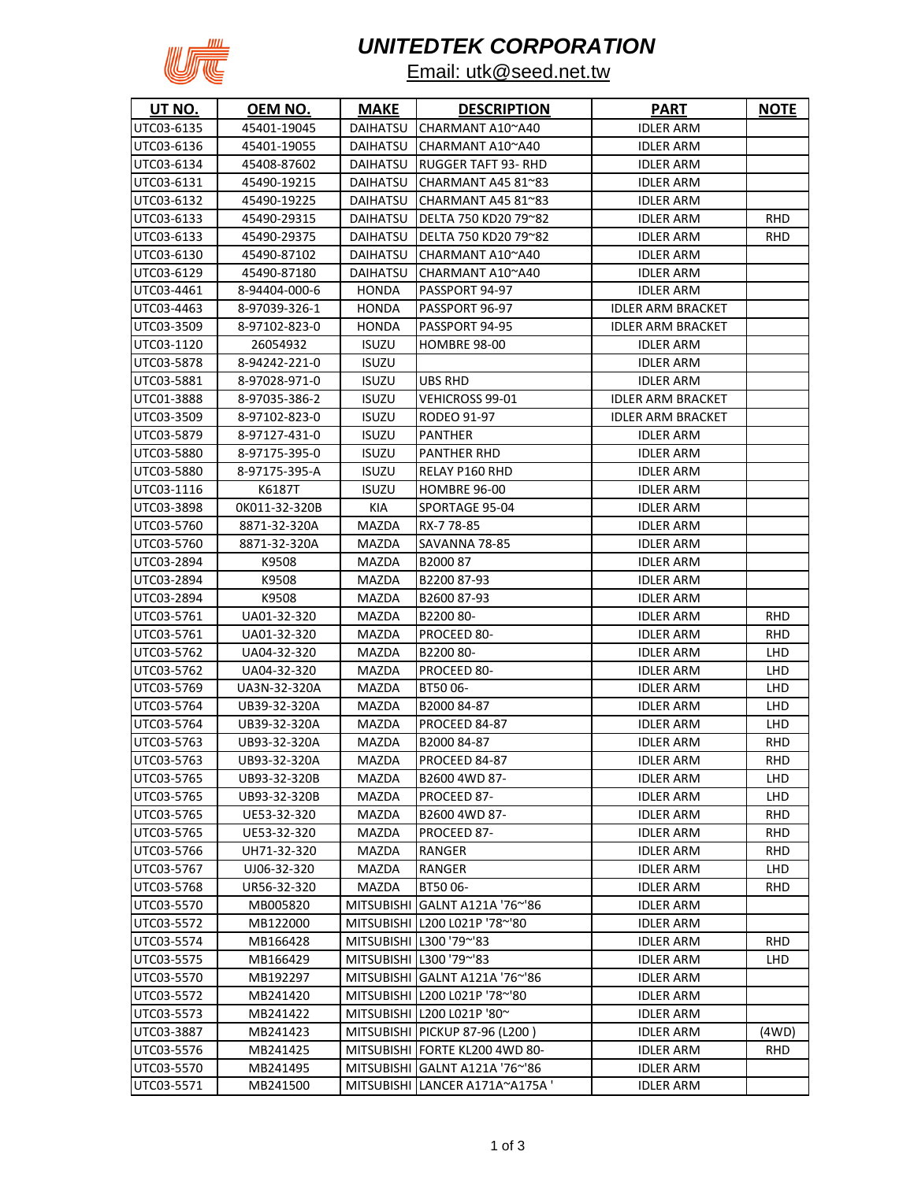# UNITEDTEK CORPORATION

Email: utk@seed.net.tw

| UT NO. | OEM NO. | MAKE | DESCRIPTION | PART | NOTE |
|---|---|---|---|---|---|
| UTC03-6135 | 45401-19045 | DAIHATSU | CHARMANT A10~A40 | IDLER ARM | |
| UTC03-6136 | 45401-19055 | DAIHATSU | CHARMANT A10~A40 | IDLER ARM | |
| UTC03-6134 | 45408-87602 | DAIHATSU | RUGGER TAFT 93- RHD | IDLER ARM | |
| UTC03-6131 | 45490-19215 | DAIHATSU | CHARMANT A45 81~83 | IDLER ARM | |
| UTC03-6132 | 45490-19225 | DAIHATSU | CHARMANT A45 81~83 | IDLER ARM | |
| UTC03-6133 | 45490-29315 | DAIHATSU | DELTA 750 KD20 79~82 | IDLER ARM | RHD |
| UTC03-6133 | 45490-29375 | DAIHATSU | DELTA 750 KD20 79~82 | IDLER ARM | RHD |
| UTC03-6130 | 45490-87102 | DAIHATSU | CHARMANT A10~A40 | IDLER ARM | |
| UTC03-6129 | 45490-87180 | DAIHATSU | CHARMANT A10~A40 | IDLER ARM | |
| UTC03-4461 | 8-94404-000-6 | HONDA | PASSPORT 94-97 | IDLER ARM | |
| UTC03-4463 | 8-97039-326-1 | HONDA | PASSPORT 96-97 | IDLER ARM BRACKET | |
| UTC03-3509 | 8-97102-823-0 | HONDA | PASSPORT 94-95 | IDLER ARM BRACKET | |
| UTC03-1120 | 26054932 | ISUZU | HOMBRE 98-00 | IDLER ARM | |
| UTC03-5878 | 8-94242-221-0 | ISUZU | | IDLER ARM | |
| UTC03-5881 | 8-97028-971-0 | ISUZU | UBS RHD | IDLER ARM | |
| UTC01-3888 | 8-97035-386-2 | ISUZU | VEHICROSS 99-01 | IDLER ARM BRACKET | |
| UTC03-3509 | 8-97102-823-0 | ISUZU | RODEO 91-97 | IDLER ARM BRACKET | |
| UTC03-5879 | 8-97127-431-0 | ISUZU | PANTHER | IDLER ARM | |
| UTC03-5880 | 8-97175-395-0 | ISUZU | PANTHER RHD | IDLER ARM | |
| UTC03-5880 | 8-97175-395-A | ISUZU | RELAY P160 RHD | IDLER ARM | |
| UTC03-1116 | K6187T | ISUZU | HOMBRE 96-00 | IDLER ARM | |
| UTC03-3898 | 0K011-32-320B | KIA | SPORTAGE 95-04 | IDLER ARM | |
| UTC03-5760 | 8871-32-320A | MAZDA | RX-7 78-85 | IDLER ARM | |
| UTC03-5760 | 8871-32-320A | MAZDA | SAVANNA 78-85 | IDLER ARM | |
| UTC03-2894 | K9508 | MAZDA | B2000 87 | IDLER ARM | |
| UTC03-2894 | K9508 | MAZDA | B2200 87-93 | IDLER ARM | |
| UTC03-2894 | K9508 | MAZDA | B2600 87-93 | IDLER ARM | |
| UTC03-5761 | UA01-32-320 | MAZDA | B2200 80- | IDLER ARM | RHD |
| UTC03-5761 | UA01-32-320 | MAZDA | PROCEED 80- | IDLER ARM | RHD |
| UTC03-5762 | UA04-32-320 | MAZDA | B2200 80- | IDLER ARM | LHD |
| UTC03-5762 | UA04-32-320 | MAZDA | PROCEED 80- | IDLER ARM | LHD |
| UTC03-5769 | UA3N-32-320A | MAZDA | BT50 06- | IDLER ARM | LHD |
| UTC03-5764 | UB39-32-320A | MAZDA | B2000 84-87 | IDLER ARM | LHD |
| UTC03-5764 | UB39-32-320A | MAZDA | PROCEED 84-87 | IDLER ARM | LHD |
| UTC03-5763 | UB93-32-320A | MAZDA | B2000 84-87 | IDLER ARM | RHD |
| UTC03-5763 | UB93-32-320A | MAZDA | PROCEED 84-87 | IDLER ARM | RHD |
| UTC03-5765 | UB93-32-320B | MAZDA | B2600 4WD 87- | IDLER ARM | LHD |
| UTC03-5765 | UB93-32-320B | MAZDA | PROCEED 87- | IDLER ARM | LHD |
| UTC03-5765 | UE53-32-320 | MAZDA | B2600 4WD 87- | IDLER ARM | RHD |
| UTC03-5765 | UE53-32-320 | MAZDA | PROCEED 87- | IDLER ARM | RHD |
| UTC03-5766 | UH71-32-320 | MAZDA | RANGER | IDLER ARM | RHD |
| UTC03-5767 | UJ06-32-320 | MAZDA | RANGER | IDLER ARM | LHD |
| UTC03-5768 | UR56-32-320 | MAZDA | BT50 06- | IDLER ARM | RHD |
| UTC03-5570 | MB005820 | MITSUBISHI | GALNT A121A '76~'86 | IDLER ARM | |
| UTC03-5572 | MB122000 | MITSUBISHI | L200 L021P '78~'80 | IDLER ARM | |
| UTC03-5574 | MB166428 | MITSUBISHI | L300 '79~'83 | IDLER ARM | RHD |
| UTC03-5575 | MB166429 | MITSUBISHI | L300 '79~'83 | IDLER ARM | LHD |
| UTC03-5570 | MB192297 | MITSUBISHI | GALNT A121A '76~'86 | IDLER ARM | |
| UTC03-5572 | MB241420 | MITSUBISHI | L200 L021P '78~'80 | IDLER ARM | |
| UTC03-5573 | MB241422 | MITSUBISHI | L200 L021P '80~ | IDLER ARM | |
| UTC03-3887 | MB241423 | MITSUBISHI | PICKUP 87-96 (L200 ) | IDLER ARM | (4WD) |
| UTC03-5576 | MB241425 | MITSUBISHI | FORTE KL200 4WD 80- | IDLER ARM | RHD |
| UTC03-5570 | MB241495 | MITSUBISHI | GALNT A121A '76~'86 | IDLER ARM | |
| UTC03-5571 | MB241500 | MITSUBISHI | LANCER A171A~A175A ' | IDLER ARM | |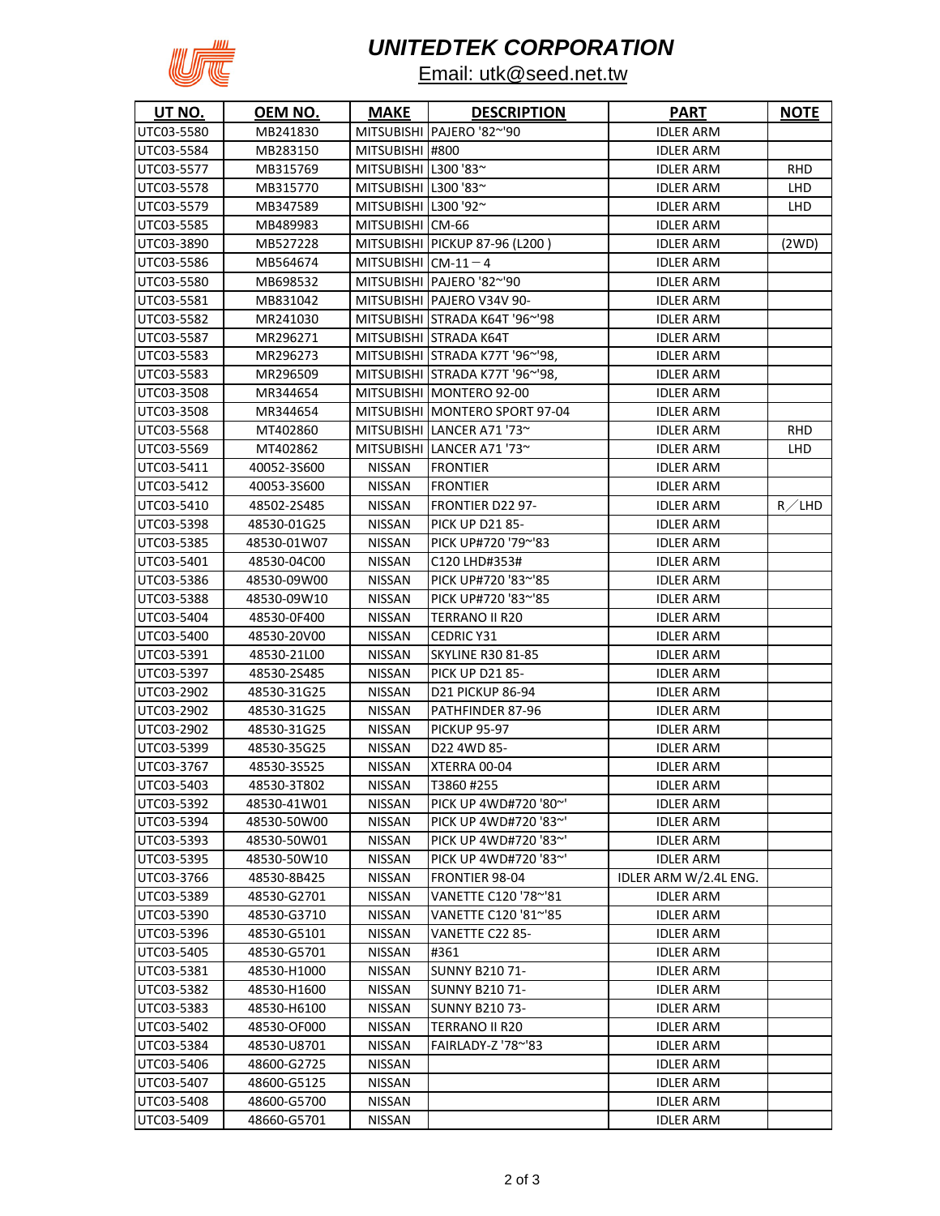# UNITEDTEK CORPORATION

Email: utk@seed.net.tw

| UT NO. | OEM NO. | MAKE | DESCRIPTION | PART | NOTE |
|---|---|---|---|---|---|
| UTC03-5580 | MB241830 | MITSUBISHI | PAJERO '82~'90 | IDLER ARM | |
| UTC03-5584 | MB283150 | MITSUBISHI | #800 | IDLER ARM | |
| UTC03-5577 | MB315769 | MITSUBISHI | L300 '83~ | IDLER ARM | RHD |
| UTC03-5578 | MB315770 | MITSUBISHI | L300 '83~ | IDLER ARM | LHD |
| UTC03-5579 | MB347589 | MITSUBISHI | L300 '92~ | IDLER ARM | LHD |
| UTC03-5585 | MB489983 | MITSUBISHI | CM-66 | IDLER ARM | |
| UTC03-3890 | MB527228 | MITSUBISHI | PICKUP 87-96 (L200 ) | IDLER ARM | (2WD) |
| UTC03-5586 | MB564674 | MITSUBISHI | CM-11－4 | IDLER ARM | |
| UTC03-5580 | MB698532 | MITSUBISHI | PAJERO '82~'90 | IDLER ARM | |
| UTC03-5581 | MB831042 | MITSUBISHI | PAJERO V34V 90- | IDLER ARM | |
| UTC03-5582 | MR241030 | MITSUBISHI | STRADA K64T '96~'98 | IDLER ARM | |
| UTC03-5587 | MR296271 | MITSUBISHI | STRADA K64T | IDLER ARM | |
| UTC03-5583 | MR296273 | MITSUBISHI | STRADA K77T '96~'98, | IDLER ARM | |
| UTC03-5583 | MR296509 | MITSUBISHI | STRADA K77T '96~'98, | IDLER ARM | |
| UTC03-3508 | MR344654 | MITSUBISHI | MONTERO 92-00 | IDLER ARM | |
| UTC03-3508 | MR344654 | MITSUBISHI | MONTERO SPORT 97-04 | IDLER ARM | |
| UTC03-5568 | MT402860 | MITSUBISHI | LANCER A71 '73~ | IDLER ARM | RHD |
| UTC03-5569 | MT402862 | MITSUBISHI | LANCER A71 '73~ | IDLER ARM | LHD |
| UTC03-5411 | 40052-3S600 | NISSAN | FRONTIER | IDLER ARM | |
| UTC03-5412 | 40053-3S600 | NISSAN | FRONTIER | IDLER ARM | |
| UTC03-5410 | 48502-2S485 | NISSAN | FRONTIER D22 97- | IDLER ARM | R／LHD |
| UTC03-5398 | 48530-01G25 | NISSAN | PICK UP D21 85- | IDLER ARM | |
| UTC03-5385 | 48530-01W07 | NISSAN | PICK UP#720 '79~'83 | IDLER ARM | |
| UTC03-5401 | 48530-04C00 | NISSAN | C120 LHD#353# | IDLER ARM | |
| UTC03-5386 | 48530-09W00 | NISSAN | PICK UP#720 '83~'85 | IDLER ARM | |
| UTC03-5388 | 48530-09W10 | NISSAN | PICK UP#720 '83~'85 | IDLER ARM | |
| UTC03-5404 | 48530-0F400 | NISSAN | TERRANO II R20 | IDLER ARM | |
| UTC03-5400 | 48530-20V00 | NISSAN | CEDRIC Y31 | IDLER ARM | |
| UTC03-5391 | 48530-21L00 | NISSAN | SKYLINE R30 81-85 | IDLER ARM | |
| UTC03-5397 | 48530-2S485 | NISSAN | PICK UP D21 85- | IDLER ARM | |
| UTC03-2902 | 48530-31G25 | NISSAN | D21 PICKUP 86-94 | IDLER ARM | |
| UTC03-2902 | 48530-31G25 | NISSAN | PATHFINDER 87-96 | IDLER ARM | |
| UTC03-2902 | 48530-31G25 | NISSAN | PICKUP 95-97 | IDLER ARM | |
| UTC03-5399 | 48530-35G25 | NISSAN | D22 4WD 85- | IDLER ARM | |
| UTC03-3767 | 48530-3S525 | NISSAN | XTERRA 00-04 | IDLER ARM | |
| UTC03-5403 | 48530-3T802 | NISSAN | T3860 #255 | IDLER ARM | |
| UTC03-5392 | 48530-41W01 | NISSAN | PICK UP 4WD#720 '80~' | IDLER ARM | |
| UTC03-5394 | 48530-50W00 | NISSAN | PICK UP 4WD#720 '83~' | IDLER ARM | |
| UTC03-5393 | 48530-50W01 | NISSAN | PICK UP 4WD#720 '83~' | IDLER ARM | |
| UTC03-5395 | 48530-50W10 | NISSAN | PICK UP 4WD#720 '83~' | IDLER ARM | |
| UTC03-3766 | 48530-8B425 | NISSAN | FRONTIER 98-04 | IDLER ARM W/2.4L ENG. | |
| UTC03-5389 | 48530-G2701 | NISSAN | VANETTE C120 '78~'81 | IDLER ARM | |
| UTC03-5390 | 48530-G3710 | NISSAN | VANETTE C120 '81~'85 | IDLER ARM | |
| UTC03-5396 | 48530-G5101 | NISSAN | VANETTE C22 85- | IDLER ARM | |
| UTC03-5405 | 48530-G5701 | NISSAN | #361 | IDLER ARM | |
| UTC03-5381 | 48530-H1000 | NISSAN | SUNNY B210 71- | IDLER ARM | |
| UTC03-5382 | 48530-H1600 | NISSAN | SUNNY B210 71- | IDLER ARM | |
| UTC03-5383 | 48530-H6100 | NISSAN | SUNNY B210 73- | IDLER ARM | |
| UTC03-5402 | 48530-OF000 | NISSAN | TERRANO II R20 | IDLER ARM | |
| UTC03-5384 | 48530-U8701 | NISSAN | FAIRLADY-Z '78~'83 | IDLER ARM | |
| UTC03-5406 | 48600-G2725 | NISSAN | | IDLER ARM | |
| UTC03-5407 | 48600-G5125 | NISSAN | | IDLER ARM | |
| UTC03-5408 | 48600-G5700 | NISSAN | | IDLER ARM | |
| UTC03-5409 | 48660-G5701 | NISSAN | | IDLER ARM | |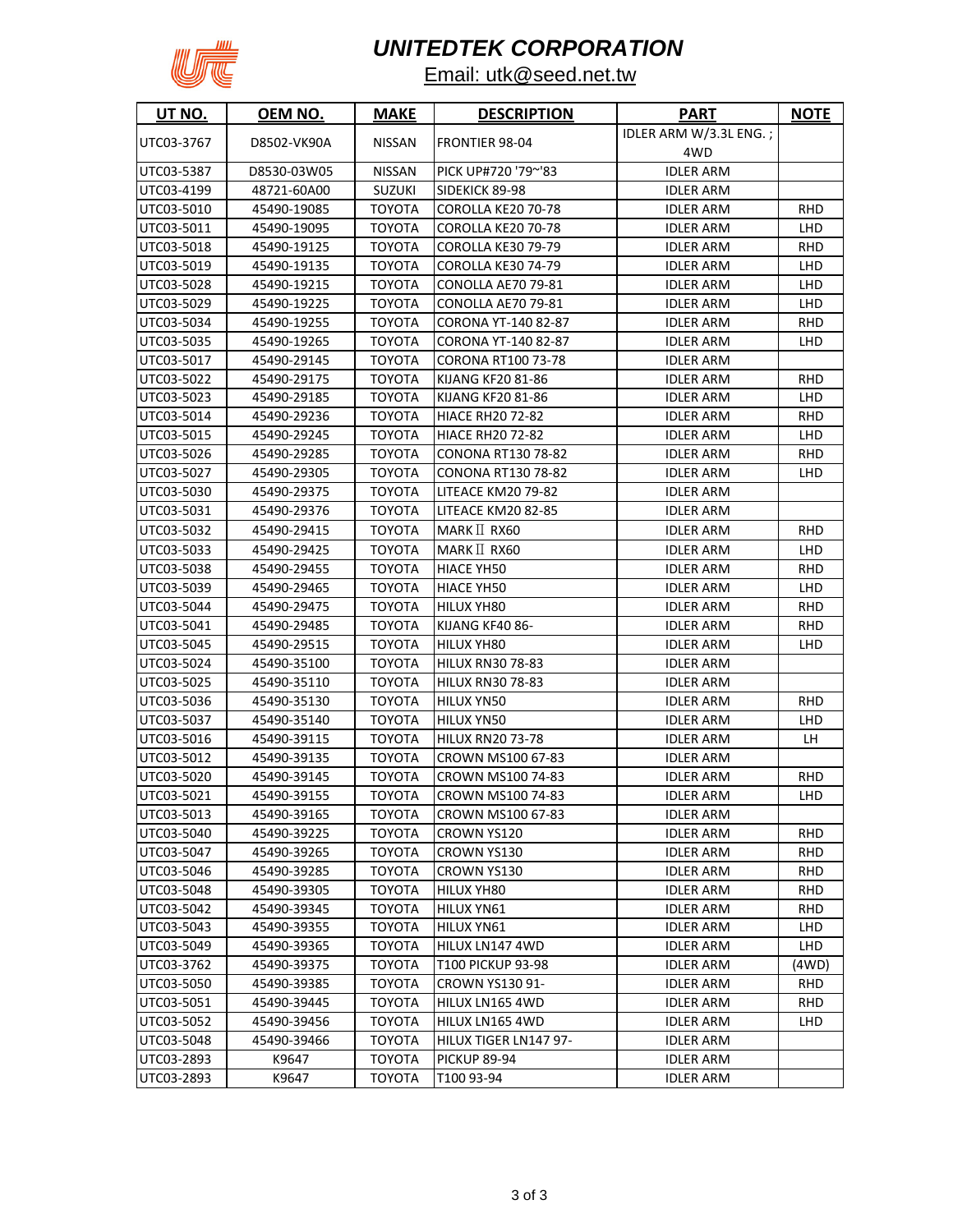# UNITEDTEK CORPORATION

Email: utk@seed.net.tw

| UT NO. | OEM NO. | MAKE | DESCRIPTION | PART | NOTE |
|---|---|---|---|---|---|
| UTC03-3767 | D8502-VK90A | NISSAN | FRONTIER 98-04 | IDLER ARM W/3.3L ENG. ; 4WD | |
| UTC03-5387 | D8530-03W05 | NISSAN | PICK UP#720 '79~'83 | IDLER ARM | |
| UTC03-4199 | 48721-60A00 | SUZUKI | SIDEKICK 89-98 | IDLER ARM | |
| UTC03-5010 | 45490-19085 | TOYOTA | COROLLA KE20 70-78 | IDLER ARM | RHD |
| UTC03-5011 | 45490-19095 | TOYOTA | COROLLA KE20 70-78 | IDLER ARM | LHD |
| UTC03-5018 | 45490-19125 | TOYOTA | COROLLA KE30 79-79 | IDLER ARM | RHD |
| UTC03-5019 | 45490-19135 | TOYOTA | COROLLA KE30 74-79 | IDLER ARM | LHD |
| UTC03-5028 | 45490-19215 | TOYOTA | CONOLLA AE70 79-81 | IDLER ARM | LHD |
| UTC03-5029 | 45490-19225 | TOYOTA | CONOLLA AE70 79-81 | IDLER ARM | LHD |
| UTC03-5034 | 45490-19255 | TOYOTA | CORONA YT-140 82-87 | IDLER ARM | RHD |
| UTC03-5035 | 45490-19265 | TOYOTA | CORONA YT-140 82-87 | IDLER ARM | LHD |
| UTC03-5017 | 45490-29145 | TOYOTA | CORONA RT100 73-78 | IDLER ARM | |
| UTC03-5022 | 45490-29175 | TOYOTA | KIJANG KF20 81-86 | IDLER ARM | RHD |
| UTC03-5023 | 45490-29185 | TOYOTA | KIJANG KF20 81-86 | IDLER ARM | LHD |
| UTC03-5014 | 45490-29236 | TOYOTA | HIACE RH20 72-82 | IDLER ARM | RHD |
| UTC03-5015 | 45490-29245 | TOYOTA | HIACE RH20 72-82 | IDLER ARM | LHD |
| UTC03-5026 | 45490-29285 | TOYOTA | CONONA RT130 78-82 | IDLER ARM | RHD |
| UTC03-5027 | 45490-29305 | TOYOTA | CONONA RT130 78-82 | IDLER ARM | LHD |
| UTC03-5030 | 45490-29375 | TOYOTA | LITEACE KM20 79-82 | IDLER ARM | |
| UTC03-5031 | 45490-29376 | TOYOTA | LITEACE KM20 82-85 | IDLER ARM | |
| UTC03-5032 | 45490-29415 | TOYOTA | MARK Ⅱ RX60 | IDLER ARM | RHD |
| UTC03-5033 | 45490-29425 | TOYOTA | MARK Ⅱ RX60 | IDLER ARM | LHD |
| UTC03-5038 | 45490-29455 | TOYOTA | HIACE YH50 | IDLER ARM | RHD |
| UTC03-5039 | 45490-29465 | TOYOTA | HIACE YH50 | IDLER ARM | LHD |
| UTC03-5044 | 45490-29475 | TOYOTA | HILUX YH80 | IDLER ARM | RHD |
| UTC03-5041 | 45490-29485 | TOYOTA | KIJANG KF40 86- | IDLER ARM | RHD |
| UTC03-5045 | 45490-29515 | TOYOTA | HILUX YH80 | IDLER ARM | LHD |
| UTC03-5024 | 45490-35100 | TOYOTA | HILUX RN30 78-83 | IDLER ARM | |
| UTC03-5025 | 45490-35110 | TOYOTA | HILUX RN30 78-83 | IDLER ARM | |
| UTC03-5036 | 45490-35130 | TOYOTA | HILUX YN50 | IDLER ARM | RHD |
| UTC03-5037 | 45490-35140 | TOYOTA | HILUX YN50 | IDLER ARM | LHD |
| UTC03-5016 | 45490-39115 | TOYOTA | HILUX RN20 73-78 | IDLER ARM | LH |
| UTC03-5012 | 45490-39135 | TOYOTA | CROWN MS100 67-83 | IDLER ARM | |
| UTC03-5020 | 45490-39145 | TOYOTA | CROWN MS100 74-83 | IDLER ARM | RHD |
| UTC03-5021 | 45490-39155 | TOYOTA | CROWN MS100 74-83 | IDLER ARM | LHD |
| UTC03-5013 | 45490-39165 | TOYOTA | CROWN MS100 67-83 | IDLER ARM | |
| UTC03-5040 | 45490-39225 | TOYOTA | CROWN YS120 | IDLER ARM | RHD |
| UTC03-5047 | 45490-39265 | TOYOTA | CROWN YS130 | IDLER ARM | RHD |
| UTC03-5046 | 45490-39285 | TOYOTA | CROWN YS130 | IDLER ARM | RHD |
| UTC03-5048 | 45490-39305 | TOYOTA | HILUX YH80 | IDLER ARM | RHD |
| UTC03-5042 | 45490-39345 | TOYOTA | HILUX YN61 | IDLER ARM | RHD |
| UTC03-5043 | 45490-39355 | TOYOTA | HILUX YN61 | IDLER ARM | LHD |
| UTC03-5049 | 45490-39365 | TOYOTA | HILUX LN147 4WD | IDLER ARM | LHD |
| UTC03-3762 | 45490-39375 | TOYOTA | T100 PICKUP 93-98 | IDLER ARM | (4WD) |
| UTC03-5050 | 45490-39385 | TOYOTA | CROWN YS130 91- | IDLER ARM | RHD |
| UTC03-5051 | 45490-39445 | TOYOTA | HILUX LN165 4WD | IDLER ARM | RHD |
| UTC03-5052 | 45490-39456 | TOYOTA | HILUX LN165 4WD | IDLER ARM | LHD |
| UTC03-5048 | 45490-39466 | TOYOTA | HILUX TIGER LN147 97- | IDLER ARM | |
| UTC03-2893 | K9647 | TOYOTA | PICKUP 89-94 | IDLER ARM | |
| UTC03-2893 | K9647 | TOYOTA | T100 93-94 | IDLER ARM | |